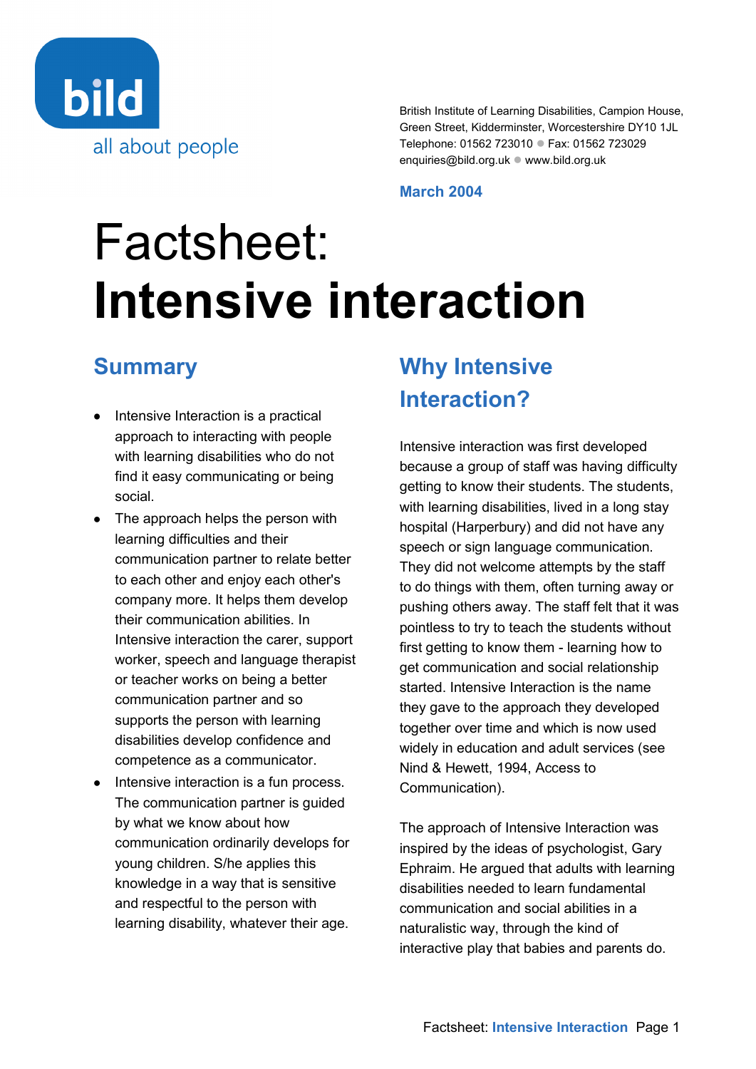bild

all about people

British Institute of Learning Disabilities, Campion House, Green Street, Kidderminster, Worcestershire DY10 1JL
Telephone: 01562 723010 ● Fax: 01562 723029
enquiries@bild.org.uk ● www.bild.org.uk

**March 2004**

# Factsheet: **Intensive interaction**

## Summary

- Intensive Interaction is a practical approach to interacting with people with learning disabilities who do not find it easy communicating or being social.
- The approach helps the person with learning difficulties and their communication partner to relate better to each other and enjoy each other's company more. It helps them develop their communication abilities. In Intensive interaction the carer, support worker, speech and language therapist or teacher works on being a better communication partner and so supports the person with learning disabilities develop confidence and competence as a communicator.
- Intensive interaction is a fun process. The communication partner is guided by what we know about how communication ordinarily develops for young children. S/he applies this knowledge in a way that is sensitive and respectful to the person with learning disability, whatever their age.

## Why Intensive Interaction?

Intensive interaction was first developed because a group of staff was having difficulty getting to know their students. The students, with learning disabilities, lived in a long stay hospital (Harperbury) and did not have any speech or sign language communication. They did not welcome attempts by the staff to do things with them, often turning away or pushing others away. The staff felt that it was pointless to try to teach the students without first getting to know them - learning how to get communication and social relationship started. Intensive Interaction is the name they gave to the approach they developed together over time and which is now used widely in education and adult services (see Nind & Hewett, 1994, Access to Communication).

The approach of Intensive Interaction was inspired by the ideas of psychologist, Gary Ephraim. He argued that adults with learning disabilities needed to learn fundamental communication and social abilities in a naturalistic way, through the kind of interactive play that babies and parents do.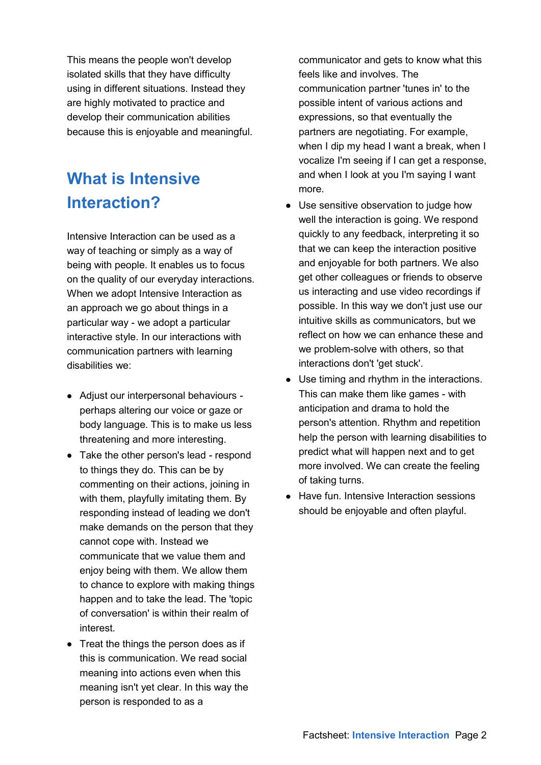This means the people won't develop isolated skills that they have difficulty using in different situations. Instead they are highly motivated to practice and develop their communication abilities because this is enjoyable and meaningful.

## What is Intensive Interaction?

Intensive Interaction can be used as a way of teaching or simply as a way of being with people. It enables us to focus on the quality of our everyday interactions. When we adopt Intensive Interaction as an approach we go about things in a particular way - we adopt a particular interactive style. In our interactions with communication partners with learning disabilities we:

- Adjust our interpersonal behaviours - perhaps altering our voice or gaze or body language. This is to make us less threatening and more interesting.
- Take the other person's lead - respond to things they do. This can be by commenting on their actions, joining in with them, playfully imitating them. By responding instead of leading we don't make demands on the person that they cannot cope with. Instead we communicate that we value them and enjoy being with them. We allow them to chance to explore with making things happen and to take the lead. The 'topic of conversation' is within their realm of interest.
- Treat the things the person does as if this is communication. We read social meaning into actions even when this meaning isn't yet clear. In this way the person is responded to as a communicator and gets to know what this feels like and involves. The communication partner 'tunes in' to the possible intent of various actions and expressions, so that eventually the partners are negotiating. For example, when I dip my head I want a break, when I vocalize I'm seeing if I can get a response, and when I look at you I'm saying I want more.
- Use sensitive observation to judge how well the interaction is going. We respond quickly to any feedback, interpreting it so that we can keep the interaction positive and enjoyable for both partners. We also get other colleagues or friends to observe us interacting and use video recordings if possible. In this way we don't just use our intuitive skills as communicators, but we reflect on how we can enhance these and we problem-solve with others, so that interactions don't 'get stuck'.
- Use timing and rhythm in the interactions. This can make them like games - with anticipation and drama to hold the person's attention. Rhythm and repetition help the person with learning disabilities to predict what will happen next and to get more involved. We can create the feeling of taking turns.
- Have fun. Intensive Interaction sessions should be enjoyable and often playful.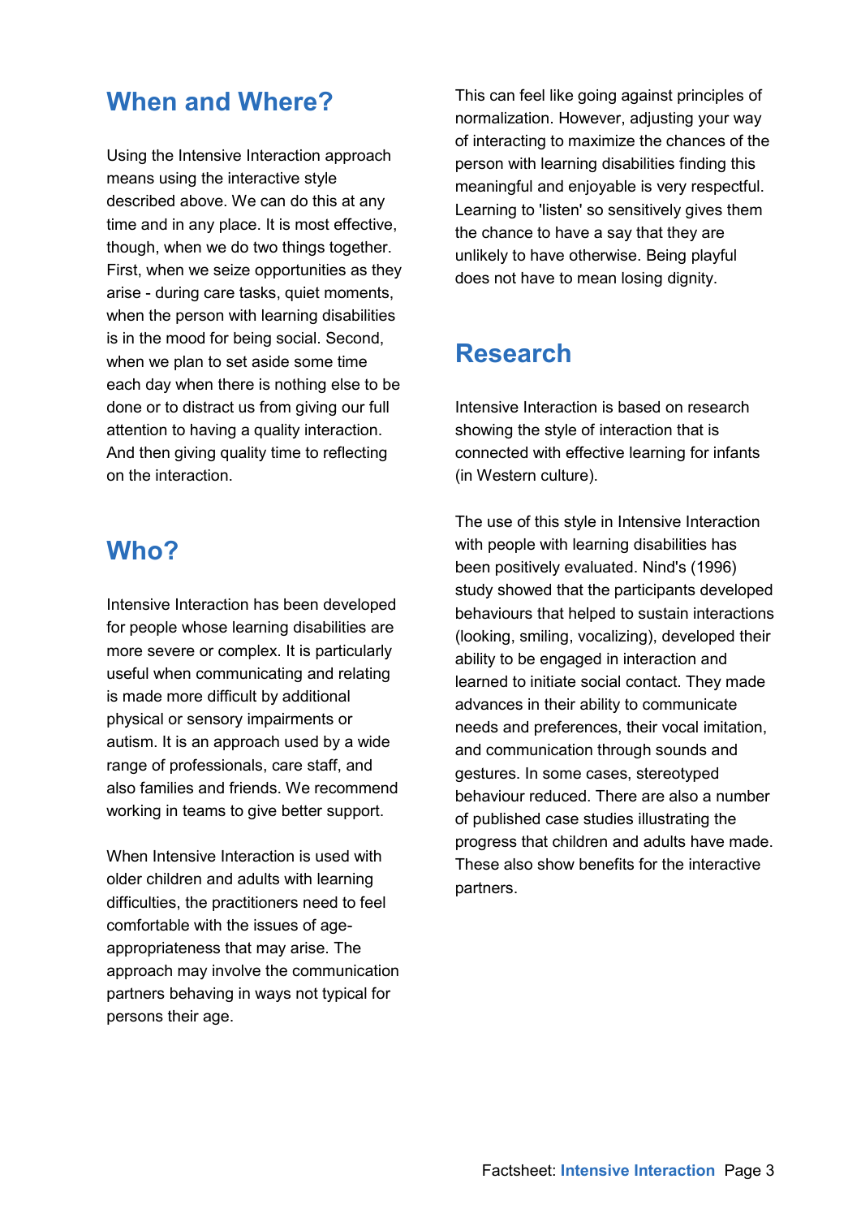## When and Where?

Using the Intensive Interaction approach means using the interactive style described above. We can do this at any time and in any place. It is most effective, though, when we do two things together. First, when we seize opportunities as they arise - during care tasks, quiet moments, when the person with learning disabilities is in the mood for being social. Second, when we plan to set aside some time each day when there is nothing else to be done or to distract us from giving our full attention to having a quality interaction. And then giving quality time to reflecting on the interaction.

## Who?

Intensive Interaction has been developed for people whose learning disabilities are more severe or complex. It is particularly useful when communicating and relating is made more difficult by additional physical or sensory impairments or autism. It is an approach used by a wide range of professionals, care staff, and also families and friends. We recommend working in teams to give better support.

When Intensive Interaction is used with older children and adults with learning difficulties, the practitioners need to feel comfortable with the issues of age-appropriateness that may arise. The approach may involve the communication partners behaving in ways not typical for persons their age.

This can feel like going against principles of normalization. However, adjusting your way of interacting to maximize the chances of the person with learning disabilities finding this meaningful and enjoyable is very respectful. Learning to 'listen' so sensitively gives them the chance to have a say that they are unlikely to have otherwise. Being playful does not have to mean losing dignity.

## Research

Intensive Interaction is based on research showing the style of interaction that is connected with effective learning for infants (in Western culture).

The use of this style in Intensive Interaction with people with learning disabilities has been positively evaluated. Nind's (1996) study showed that the participants developed behaviours that helped to sustain interactions (looking, smiling, vocalizing), developed their ability to be engaged in interaction and learned to initiate social contact. They made advances in their ability to communicate needs and preferences, their vocal imitation, and communication through sounds and gestures. In some cases, stereotyped behaviour reduced. There are also a number of published case studies illustrating the progress that children and adults have made. These also show benefits for the interactive partners.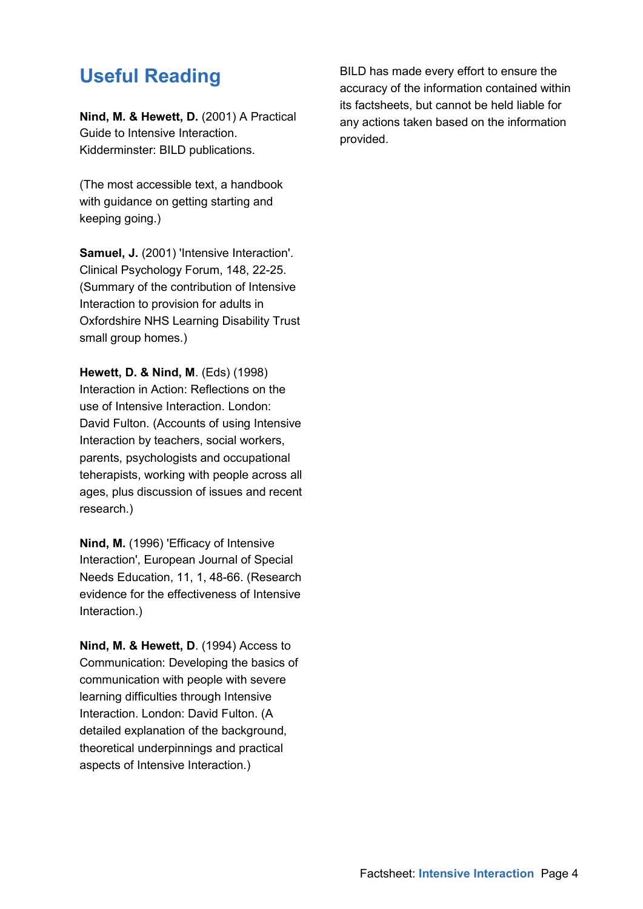## Useful Reading

**Nind, M. & Hewett, D.** (2001) A Practical Guide to Intensive Interaction. Kidderminster: BILD publications.

(The most accessible text, a handbook with guidance on getting starting and keeping going.)

**Samuel, J.** (2001) 'Intensive Interaction'. Clinical Psychology Forum, 148, 22-25. (Summary of the contribution of Intensive Interaction to provision for adults in Oxfordshire NHS Learning Disability Trust small group homes.)

**Hewett, D. & Nind, M**. (Eds) (1998) Interaction in Action: Reflections on the use of Intensive Interaction. London: David Fulton. (Accounts of using Intensive Interaction by teachers, social workers, parents, psychologists and occupational teherapists, working with people across all ages, plus discussion of issues and recent research.)

**Nind, M.** (1996) 'Efficacy of Intensive Interaction', European Journal of Special Needs Education, 11, 1, 48-66. (Research evidence for the effectiveness of Intensive Interaction.)

**Nind, M. & Hewett, D**. (1994) Access to Communication: Developing the basics of communication with people with severe learning difficulties through Intensive Interaction. London: David Fulton. (A detailed explanation of the background, theoretical underpinnings and practical aspects of Intensive Interaction.)

BILD has made every effort to ensure the accuracy of the information contained within its factsheets, but cannot be held liable for any actions taken based on the information provided.